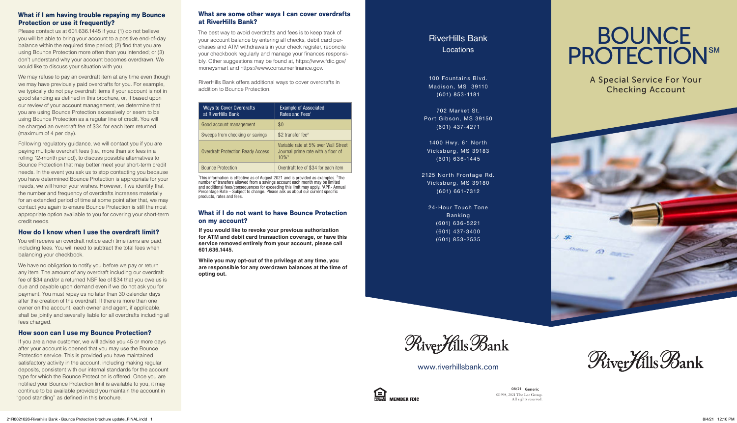### What if I am having trouble repaying my Bounce Protection or use it frequently?

Please contact us at 601.636.1445 if you: (1) do not believe you will be able to bring your account to a positive end-of-day balance within the required time period; (2) find that you are using Bounce Protection more often than you intended; or (3) don't understand why your account becomes overdrawn. We would like to discuss your situation with you.

We may refuse to pay an overdraft item at any time even though we may have previously paid overdrafts for you. For example, we typically do not pay overdraft items if your account is not in good standing as defined in this brochure, or, if based upon our review of your account management, we determine that you are using Bounce Protection excessively or seem to be using Bounce Protection as a regular line of credit. You will be charged an overdraft fee of $34 for each item returned (maximum of 4 per day).

Following regulatory guidance, we will contact you if you are paying multiple overdraft fees (i.e., more than six fees in a rolling 12-month period), to discuss possible alternatives to Bounce Protection that may better meet your short-term credit needs. In the event you ask us to stop contacting you because you have determined Bounce Protection is appropriate for your needs, we will honor your wishes. However, if we identify that the number and frequency of overdrafts increases materially for an extended period of time at some point after that, we may contact you again to ensure Bounce Protection is still the most appropriate option available to you for covering your short-term credit needs.

### How do I know when I use the overdraft limit?

You will receive an overdraft notice each time items are paid, including fees. You will need to subtract the total fees when balancing your checkbook.

We have no obligation to notify you before we pay or return any item. The amount of any overdraft including our overdraft fee of $34 and/or a returned NSF fee of $34 that you owe us is due and payable upon demand even if we do not ask you for payment. You must repay us no later than 30 calendar days after the creation of the overdraft. If there is more than one owner on the account, each owner and agent, if applicable, shall be jointly and severally liable for all overdrafts including all fees charged.

### How soon can I use my Bounce Protection?

If you are a new customer, we will advise you 45 or more days after your account is opened that you may use the Bounce Protection service. This is provided you have maintained satisfactory activity in the account, including making regular deposits, consistent with our internal standards for the account type for which the Bounce Protection is offered. Once you are notified your Bounce Protection limit is available to you, it may continue to be available provided you maintain the account in "good standing" as defined in this brochure.

### What are some other ways I can cover overdrafts at RiverHills Bank?

The best way to avoid overdrafts and fees is to keep track of your account balance by entering all checks, debit card purchases and ATM withdrawals in your check register, reconcile your checkbook regularly and manage your finances responsibly. Other suggestions may be found at, https://www.fdic.gov/moneysmart and https://www.consumerfinance.gov.

RiverHills Bank offers additional ways to cover overdrafts in addition to Bounce Protection.

| Ways to Cover Overdrafts at RiverHills Bank | Example of Associated Rates and Fees[1] |
|---|---|
| Good account management | $0 |
| Sweeps from checking or savings | $2 transfer fee[2] |
| Overdraft Protection Ready Access | Variable rate at 5% over Wall Street Journal prime rate with a floor of 10%[3] |
| Bounce Protection | Overdraft fee of $34 for each item |

[1]This information is effective as of August 2021 and is provided as examples. [2]The number of transfers allowed from a savings account each month may be limited and additional fees/consequences for exceeding this limit may apply. [3]APR- Annual Percentage Rate – Subject to change. Please ask us about our current specific products, rates and fees.

### What if I do not want to have Bounce Protection on my account?

**If you would like to revoke your previous authorization for ATM and debit card transaction coverage, or have this service removed entirely from your account, please call 601.636.1445.**

**While you may opt-out of the privilege at any time, you are responsible for any overdrawn balances at the time of opting out.**

## RiverHills Bank Locations

100 Fountains Blvd.
Madison, MS 39110
(601) 853-1181

702 Market St.
Port Gibson, MS 39150
(601) 437-4271

1400 Hwy. 61 North
Vicksburg, MS 39183
(601) 636-1445

2125 North Frontage Rd.
Vicksburg, MS 39180
(601) 661-7312

24-Hour Touch Tone Banking
(601) 636-5221
(601) 437-3400
(601) 853-2535

RiverHills Bank

www.riverhillsbank.com

EQUAL HOUSING LENDER MEMBER FDIC

08/21 Generic
©1998, 2021 The Lee Group. All rights reserved.

# BOUNCE PROTECTION[SM]

A Special Service For Your Checking Account

RiverHills Bank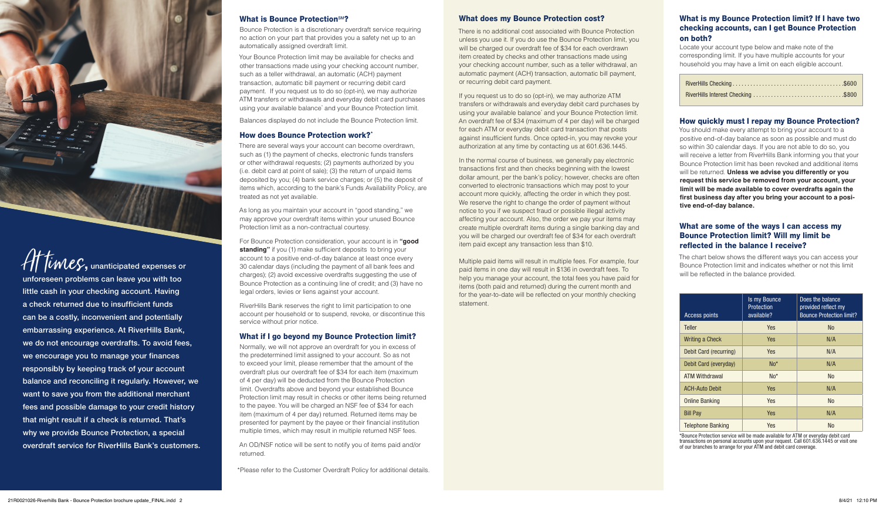*At times*, unanticipated expenses or unforeseen problems can leave you with too little cash in your checking account. Having a check returned due to insufficient funds can be a costly, inconvenient and potentially embarrassing experience. At RiverHills Bank, we do not encourage overdrafts. To avoid fees, we encourage you to manage your finances responsibly by keeping track of your account balance and reconciling it regularly. However, we want to save you from the additional merchant fees and possible damage to your credit history that might result if a check is returned. That's why we provide Bounce Protection, a special overdraft service for RiverHills Bank's customers.

## What is Bounce Protection℠?

Bounce Protection is a discretionary overdraft service requiring no action on your part that provides you a safety net up to an automatically assigned overdraft limit.

Your Bounce Protection limit may be available for checks and other transactions made using your checking account number, such as a teller withdrawal, an automatic (ACH) payment transaction, automatic bill payment or recurring debit card payment. If you request us to do so (opt-in), we may authorize ATM transfers or withdrawals and everyday debit card purchases using your available balance* and your Bounce Protection limit.

Balances displayed do not include the Bounce Protection limit.

## How does Bounce Protection work?*

There are several ways your account can become overdrawn, such as (1) the payment of checks, electronic funds transfers or other withdrawal requests; (2) payments authorized by you (i.e. debit card at point of sale); (3) the return of unpaid items deposited by you; (4) bank service charges; or (5) the deposit of items which, according to the bank's Funds Availability Policy, are treated as not yet available.

As long as you maintain your account in "good standing," we may approve your overdraft items within your unused Bounce Protection limit as a non-contractual courtesy.

For Bounce Protection consideration, your account is in **"good standing"** if you (1) make sufficient deposits to bring your account to a positive end-of-day balance at least once every 30 calendar days (including the payment of all bank fees and charges); (2) avoid excessive overdrafts suggesting the use of Bounce Protection as a continuing line of credit; and (3) have no legal orders, levies or liens against your account.

RiverHills Bank reserves the right to limit participation to one account per household or to suspend, revoke, or discontinue this service without prior notice.

## What if I go beyond my Bounce Protection limit?

Normally, we will not approve an overdraft for you in excess of the predetermined limit assigned to your account. So as not to exceed your limit, please remember that the amount of the overdraft plus our overdraft fee of $34 for each item (maximum of 4 per day) will be deducted from the Bounce Protection limit. Overdrafts above and beyond your established Bounce Protection limit may result in checks or other items being returned to the payee. You will be charged an NSF fee of $34 for each item (maximum of 4 per day) returned. Returned items may be presented for payment by the payee or their financial institution multiple times, which may result in multiple returned NSF fees.

An OD/NSF notice will be sent to notify you of items paid and/or returned.

*Please refer to the Customer Overdraft Policy for additional details.

## What does my Bounce Protection cost?

There is no additional cost associated with Bounce Protection unless you use it. If you do use the Bounce Protection limit, you will be charged our overdraft fee of $34 for each overdrawn item created by checks and other transactions made using your checking account number, such as a teller withdrawal, an automatic payment (ACH) transaction, automatic bill payment, or recurring debit card payment.

If you request us to do so (opt-in), we may authorize ATM transfers or withdrawals and everyday debit card purchases by using your available balance* and your Bounce Protection limit. An overdraft fee of $34 (maximum of 4 per day) will be charged for each ATM or everyday debit card transaction that posts against insufficient funds. Once opted-in, you may revoke your authorization at any time by contacting us at 601.636.1445.

In the normal course of business, we generally pay electronic transactions first and then checks beginning with the lowest dollar amount, per the bank's policy; however, checks are often converted to electronic transactions which may post to your account more quickly, affecting the order in which they post. We reserve the right to change the order of payment without notice to you if we suspect fraud or possible illegal activity affecting your account. Also, the order we pay your items may create multiple overdraft items during a single banking day and you will be charged our overdraft fee of $34 for each overdraft item paid except any transaction less than $10.

Multiple paid items will result in multiple fees. For example, four paid items in one day will result in $136 in overdraft fees. To help you manage your account, the total fees you have paid for items (both paid and returned) during the current month and for the year-to-date will be reflected on your monthly checking statement.

## What is my Bounce Protection limit? If I have two checking accounts, can I get Bounce Protection on both?

Locate your account type below and make note of the corresponding limit. If you have multiple accounts for your household you may have a limit on each eligible account.

| | |
|---|---|
| RiverHills Checking | $600 |
| RiverHills Interest Checking | $800 |

## How quickly must I repay my Bounce Protection?

You should make every attempt to bring your account to a positive end-of-day balance as soon as possible and must do so within 30 calendar days. If you are not able to do so, you will receive a letter from RiverHills Bank informing you that your Bounce Protection limit has been revoked and additional items will be returned. **Unless we advise you differently or you request this service be removed from your account, your limit will be made available to cover overdrafts again the first business day after you bring your account to a positive end-of-day balance.**

## What are some of the ways I can access my Bounce Protection limit? Will my limit be reflected in the balance I receive?

The chart below shows the different ways you can access your Bounce Protection limit and indicates whether or not this limit will be reflected in the balance provided.

| Access points | Is my Bounce Protection available? | Does the balance provided reflect my Bounce Protection limit? |
|---|---|---|
| Teller | Yes | No |
| Writing a Check | Yes | N/A |
| Debit Card (recurring) | Yes | N/A |
| Debit Card (everyday) | No* | N/A |
| ATM Withdrawal | No* | No |
| ACH-Auto Debit | Yes | N/A |
| Online Banking | Yes | No |
| Bill Pay | Yes | N/A |
| Telephone Banking | Yes | No |

*Bounce Protection service will be made available for ATM or everyday debit card transactions on personal accounts upon your request. Call 601.636.1445 or visit one of our branches to arrange for your ATM and debit card coverage.